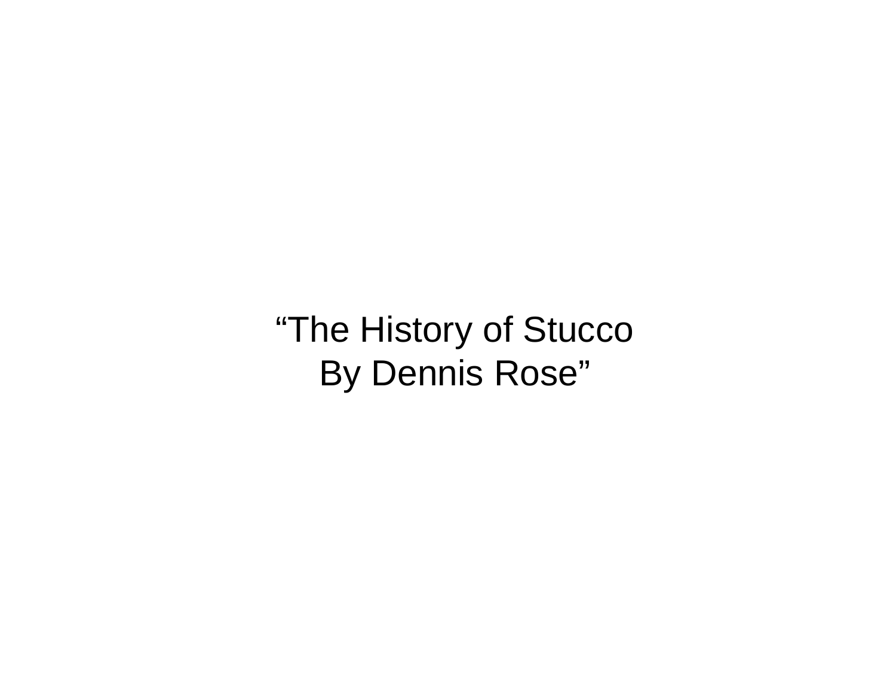# “The History of Stucco By Dennis Rose”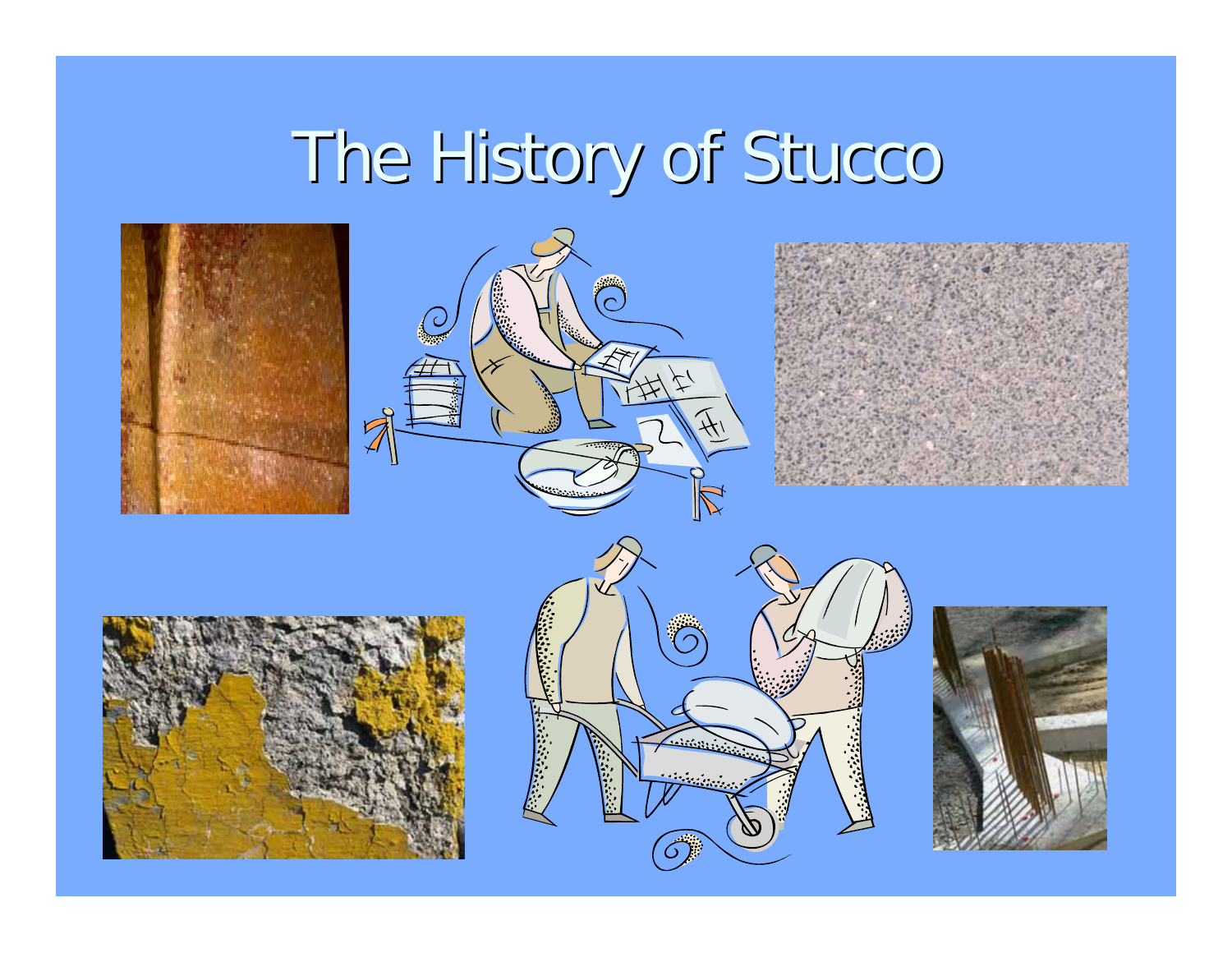# The History of Stucco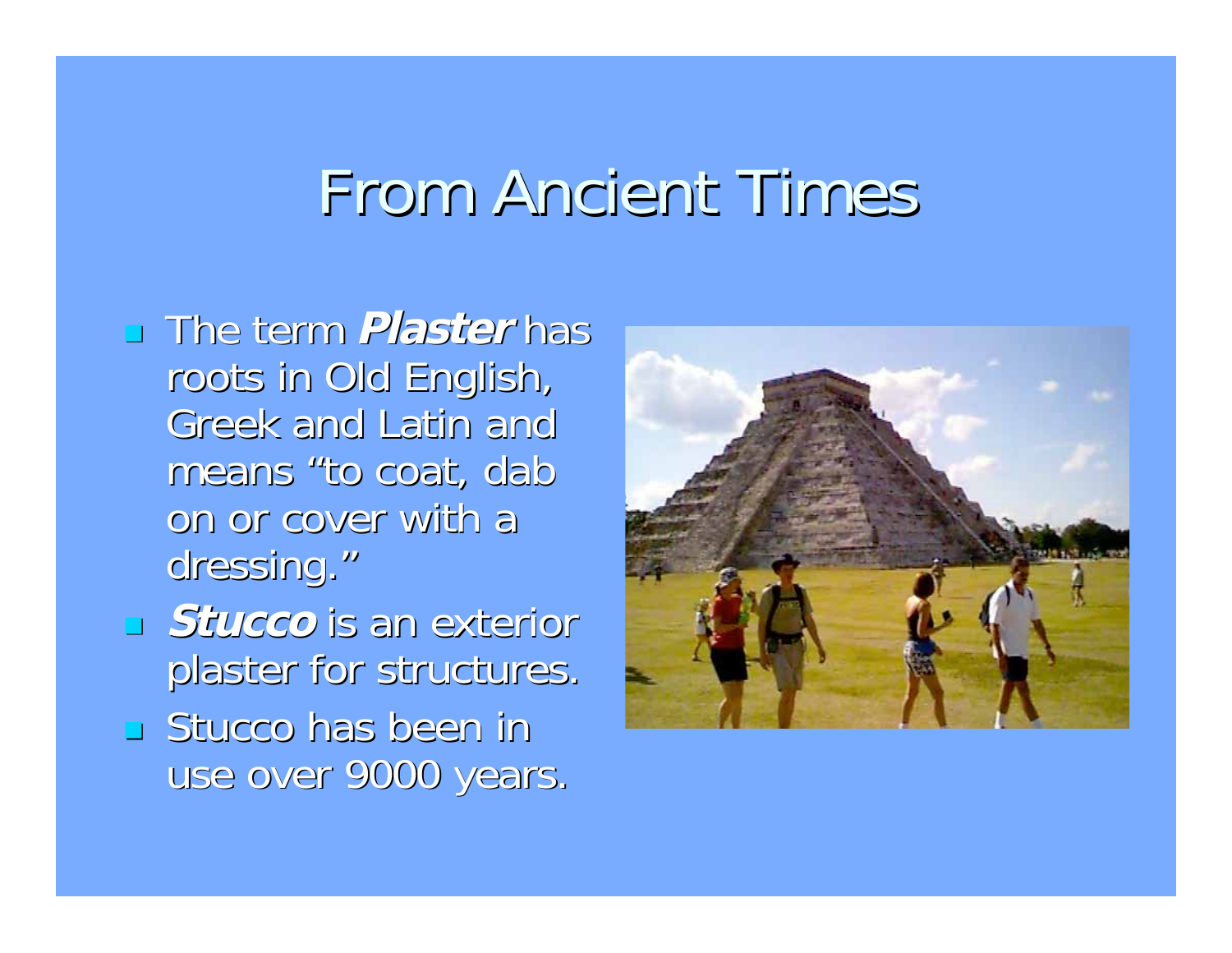# From Ancient Times

- The term ***Plaster*** has roots in Old English, Greek and Latin and means "to coat, dab on or cover with a dressing."
- ***Stucco*** is an exterior plaster for structures.
- Stucco has been in use over 9000 years.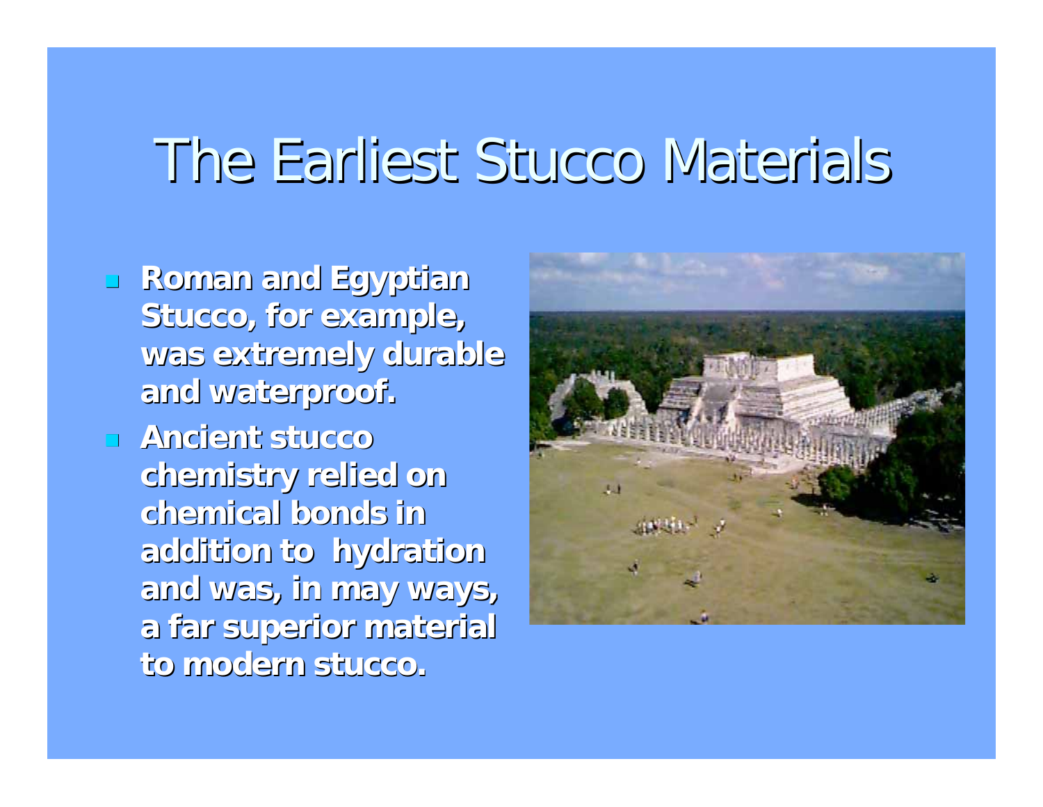# The Earliest Stucco Materials

- **Roman and Egyptian Stucco, for example, was extremely durable and waterproof.**
- **Ancient stucco chemistry relied on chemical bonds in addition to hydration and was, in may ways, a far superior material to modern stucco.**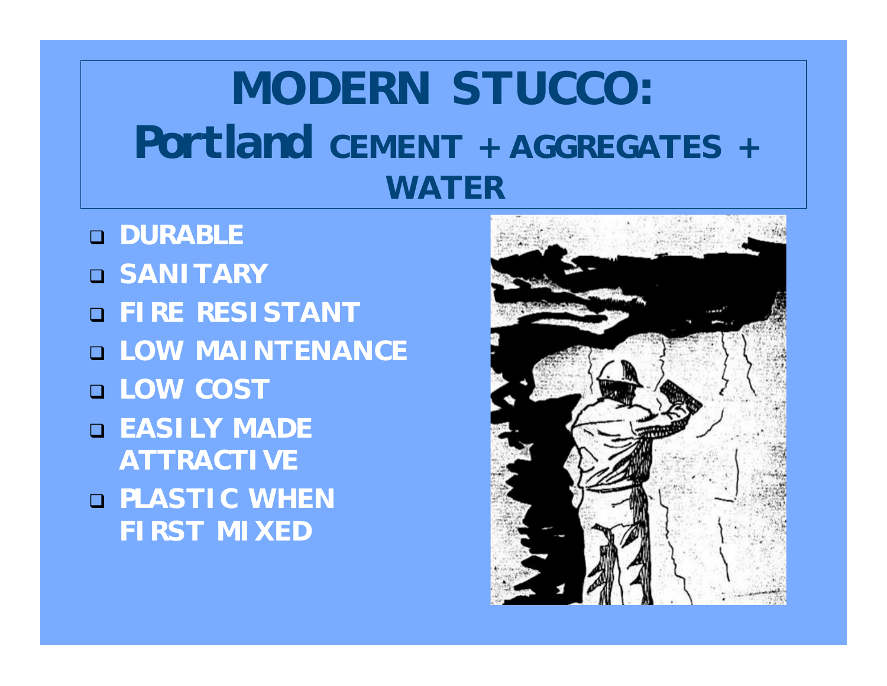# MODERN STUCCO: Portland CEMENT + AGGREGATES + WATER

- DURABLE
- SANITARY
- FIRE RESISTANT
- LOW MAINTENANCE
- LOW COST
- EASILY MADE ATTRACTIVE
- PLASTIC WHEN FIRST MIXED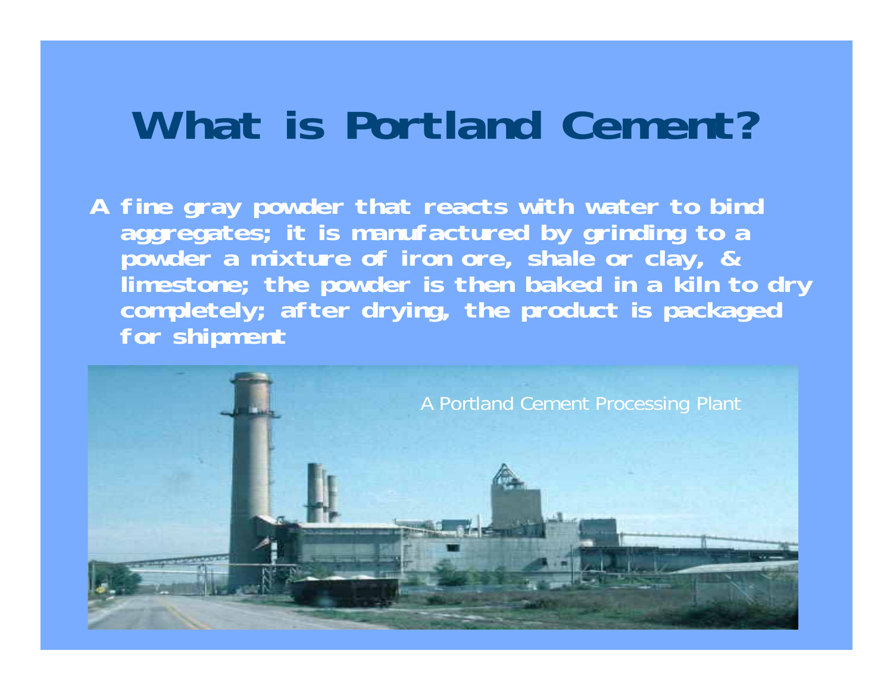# What is Portland Cement?

A fine gray powder that reacts with water to bind aggregates; it is manufactured by grinding to a powder a mixture of iron ore, shale or clay, & limestone; the powder is then baked in a kiln to dry completely; after drying, the product is packaged for shipment

A Portland Cement Processing Plant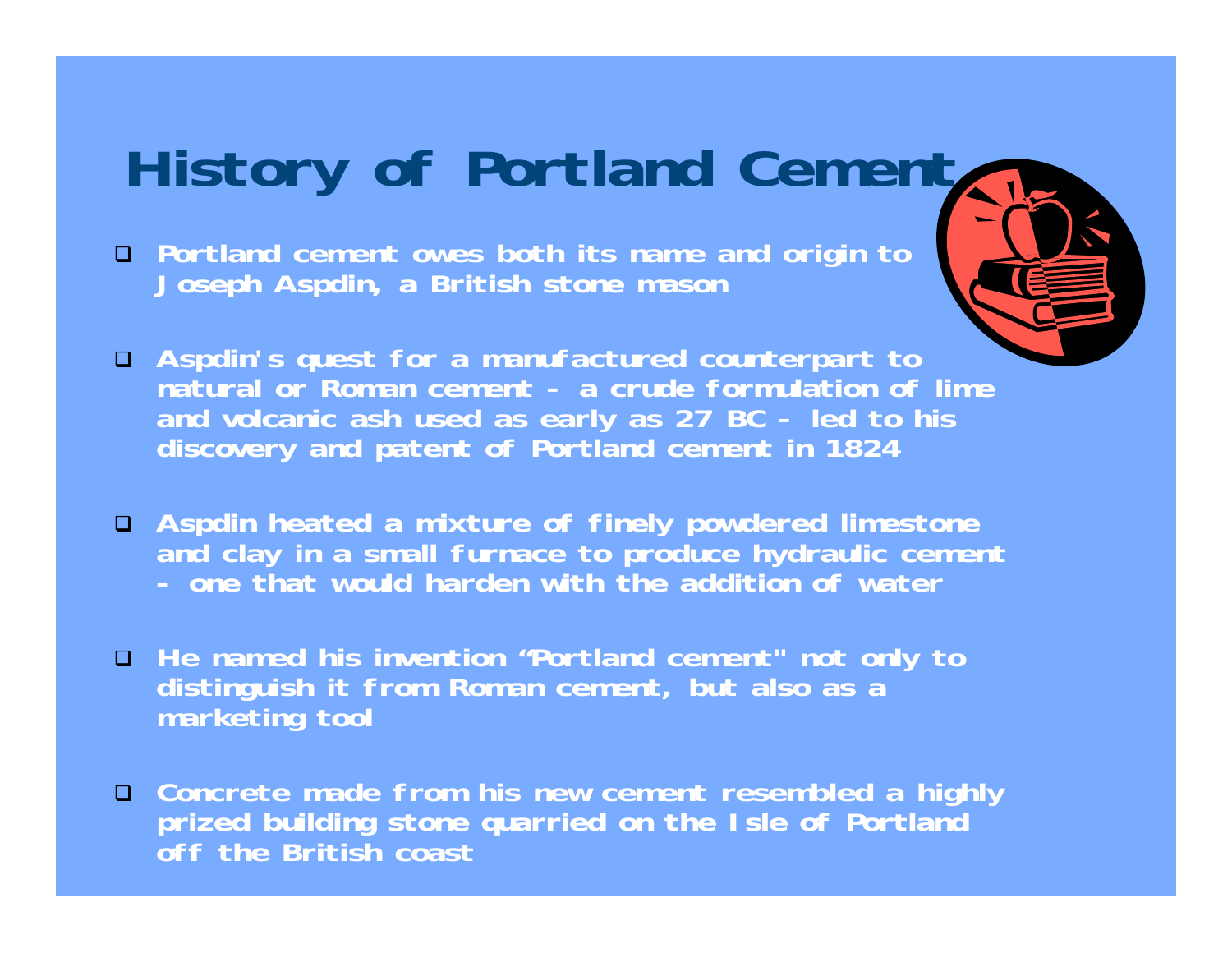# History of Portland Cement

- Portland cement owes both its name and origin to Joseph Aspdin, a British stone mason
- Aspdin's quest for a manufactured counterpart to natural or Roman cement - a crude formulation of lime and volcanic ash used as early as 27 BC - led to his discovery and patent of Portland cement in 1824
- Aspdin heated a mixture of finely powdered limestone and clay in a small furnace to produce hydraulic cement - one that would harden with the addition of water
- He named his invention "Portland cement" not only to distinguish it from Roman cement, but also as a marketing tool
- Concrete made from his new cement resembled a highly prized building stone quarried on the Isle of Portland off the British coast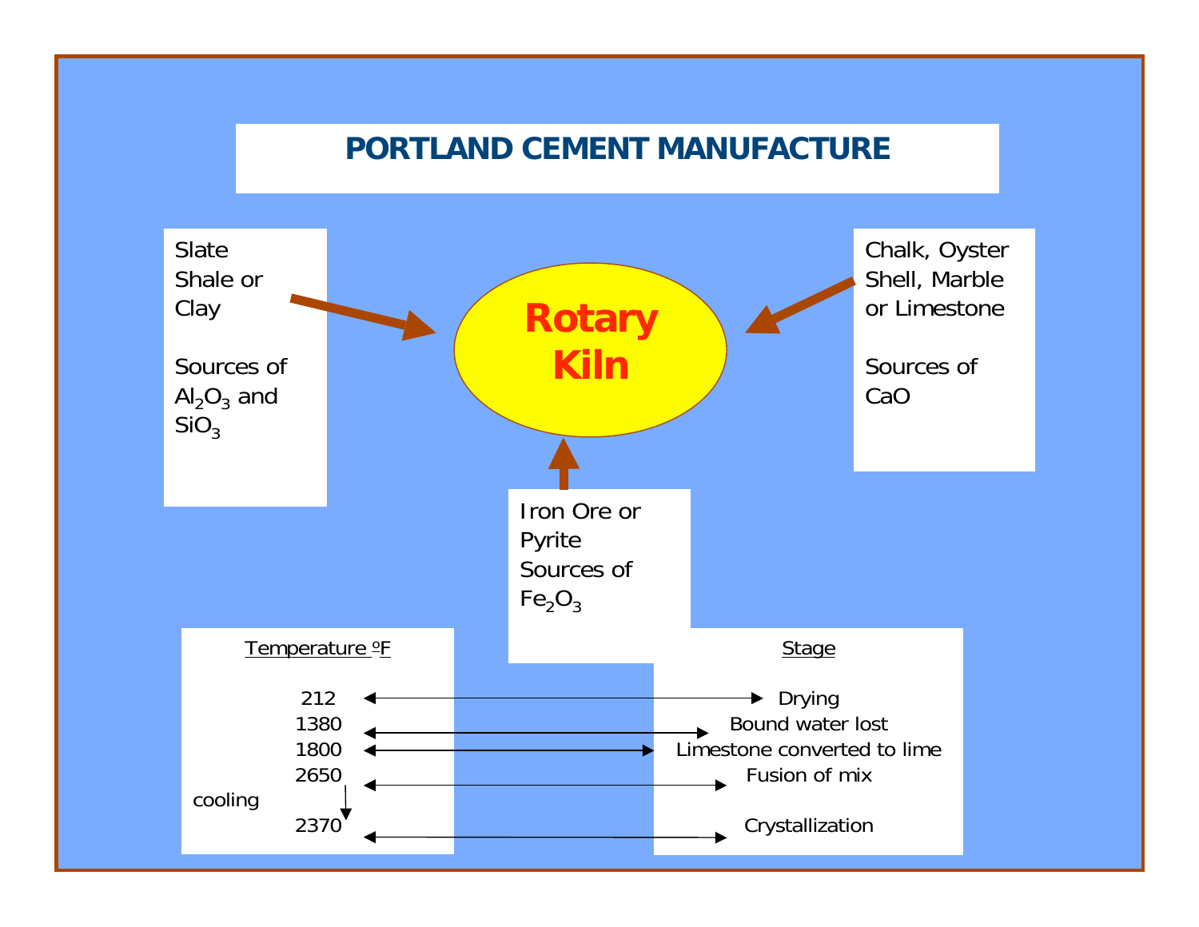# PORTLAND CEMENT MANUFACTURE

Slate
Shale or
Clay

Sources of
$Al_2O_3$ and
$SiO_3$

**Rotary Kiln**

Chalk, Oyster
Shell, Marble
or Limestone

Sources of
CaO

Iron Ore or
Pyrite
Sources of
$Fe_2O_3$

| Temperature ºF | Stage |
| --- | --- |
| 212 | Drying |
| 1380 | Bound water lost |
| 1800 | Limestone converted to lime |
| 2650 | Fusion of mix |
| cooling ↓ 2370 | Crystallization |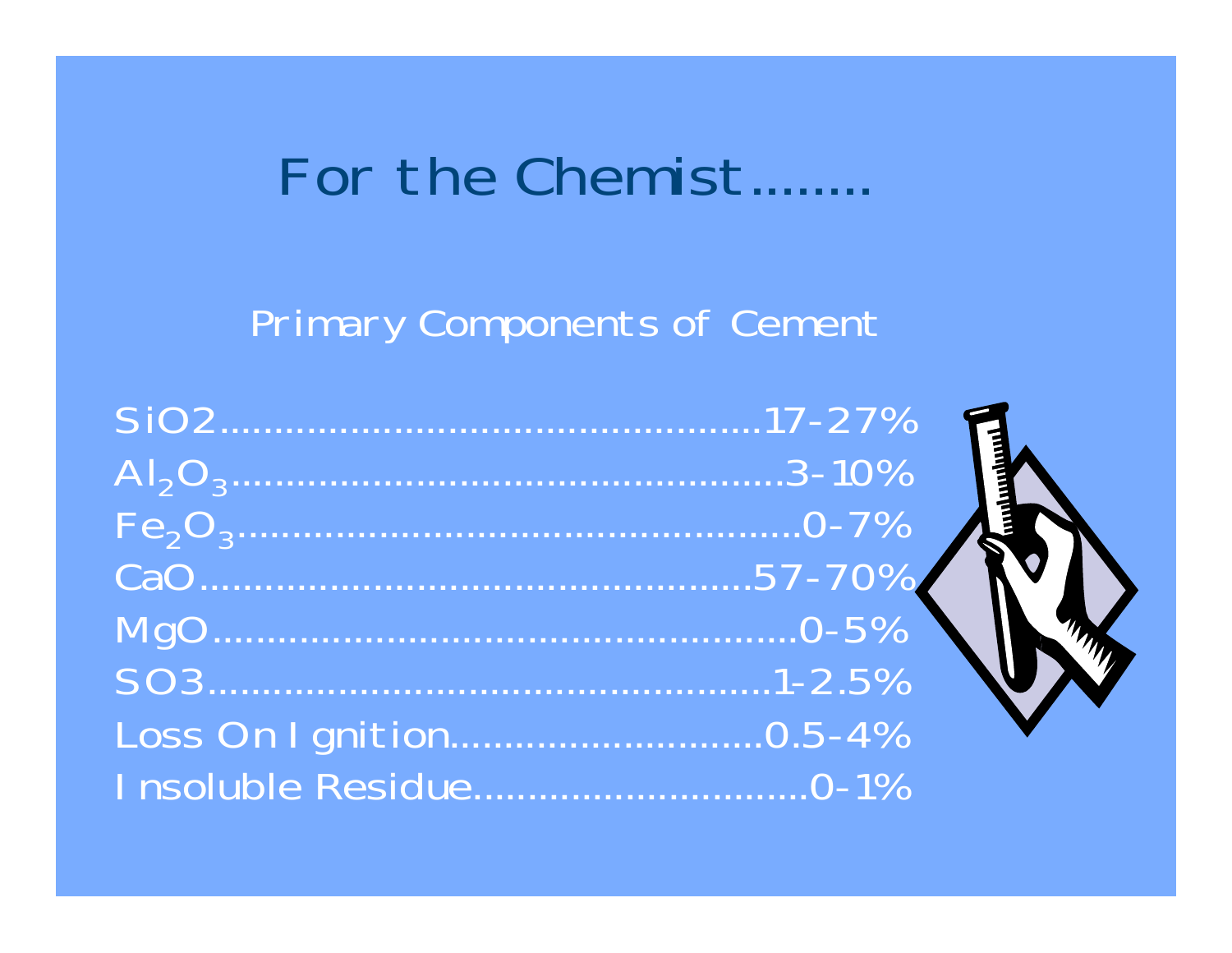# For the Chemist........

## Primary Components of Cement

$SiO_2$..................................................17-27%
$Al_2O_3$..................................................3-10%
$Fe_2O_3$..................................................0-7%
CaO..................................................57-70%
MgO..................................................0-5%
$SO_3$..................................................1-2.5%
Loss On Ignition.............................0.5-4%
Insoluble Residue.............................0-1%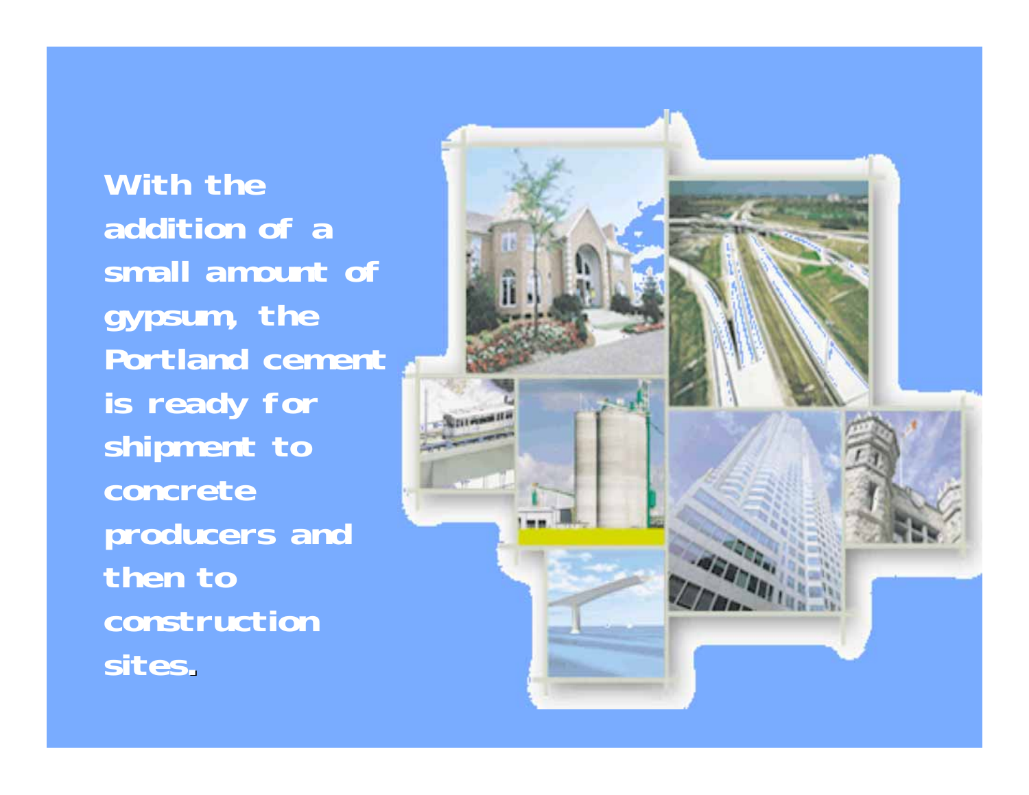**With the addition of a small amount of gypsum, the Portland cement is ready for shipment to concrete producers and then to construction sites.**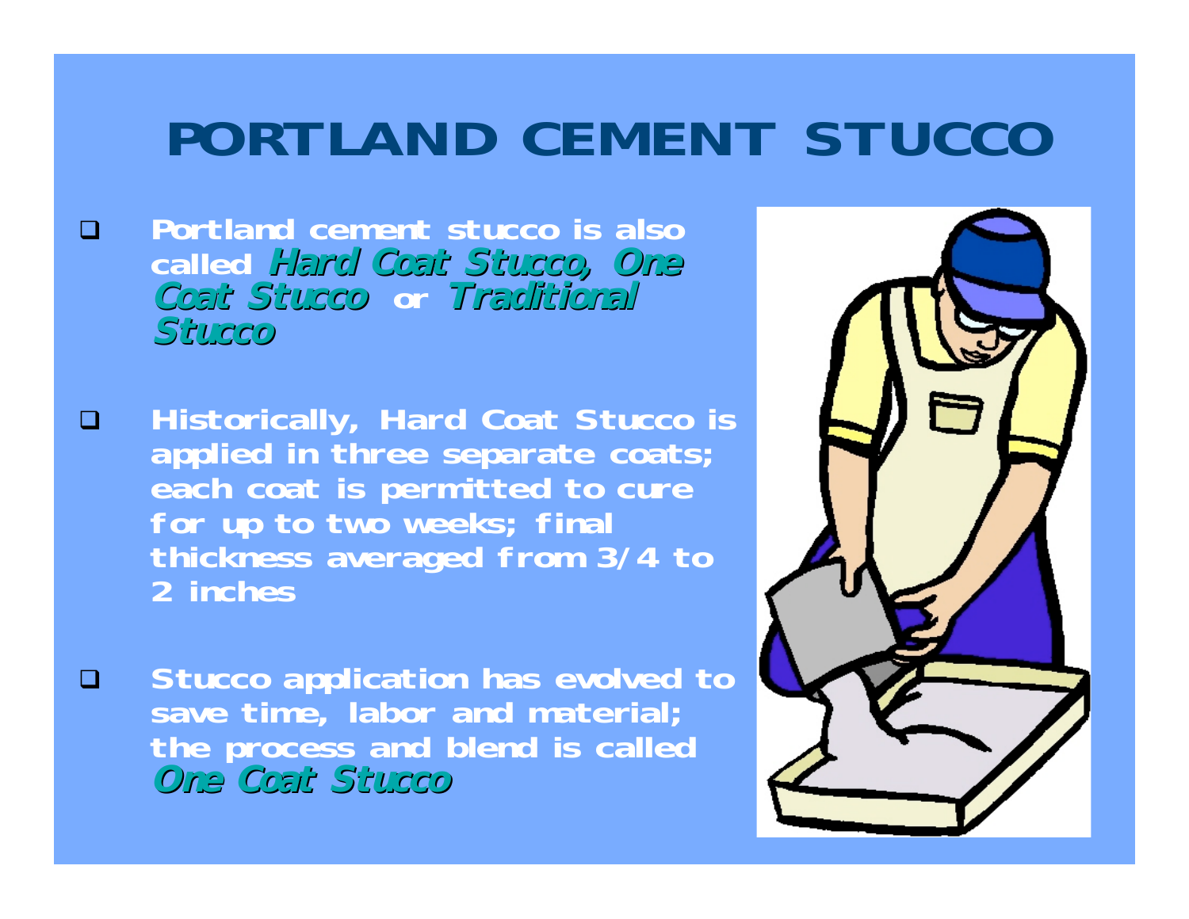# PORTLAND CEMENT STUCCO

- Portland cement stucco is also called ***Hard Coat Stucco, One Coat Stucco*** or ***Traditional Stucco***
- Historically, Hard Coat Stucco is applied in three separate coats; each coat is permitted to cure for up to two weeks; final thickness averaged from 3/4 to 2 inches
- Stucco application has evolved to save time, labor and material; the process and blend is called ***One Coat Stucco***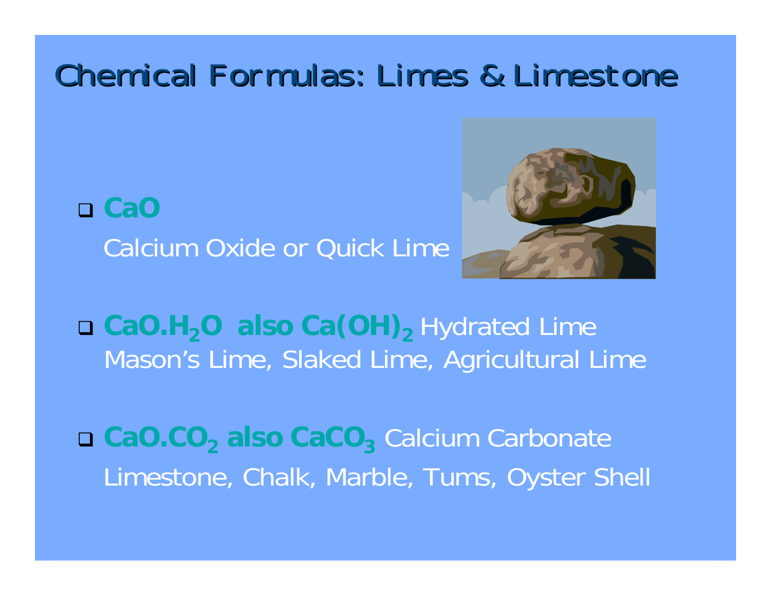# Chemical Formulas: Limes & Limestone

- **CaO**
  Calcium Oxide or Quick Lime

- **$CaO.H_2O$ also $Ca(OH)_2$** Hydrated Lime
  Mason's Lime, Slaked Lime, Agricultural Lime

- **$CaO.CO_2$ also $CaCO_3$** Calcium Carbonate
  Limestone, Chalk, Marble, Tums, Oyster Shell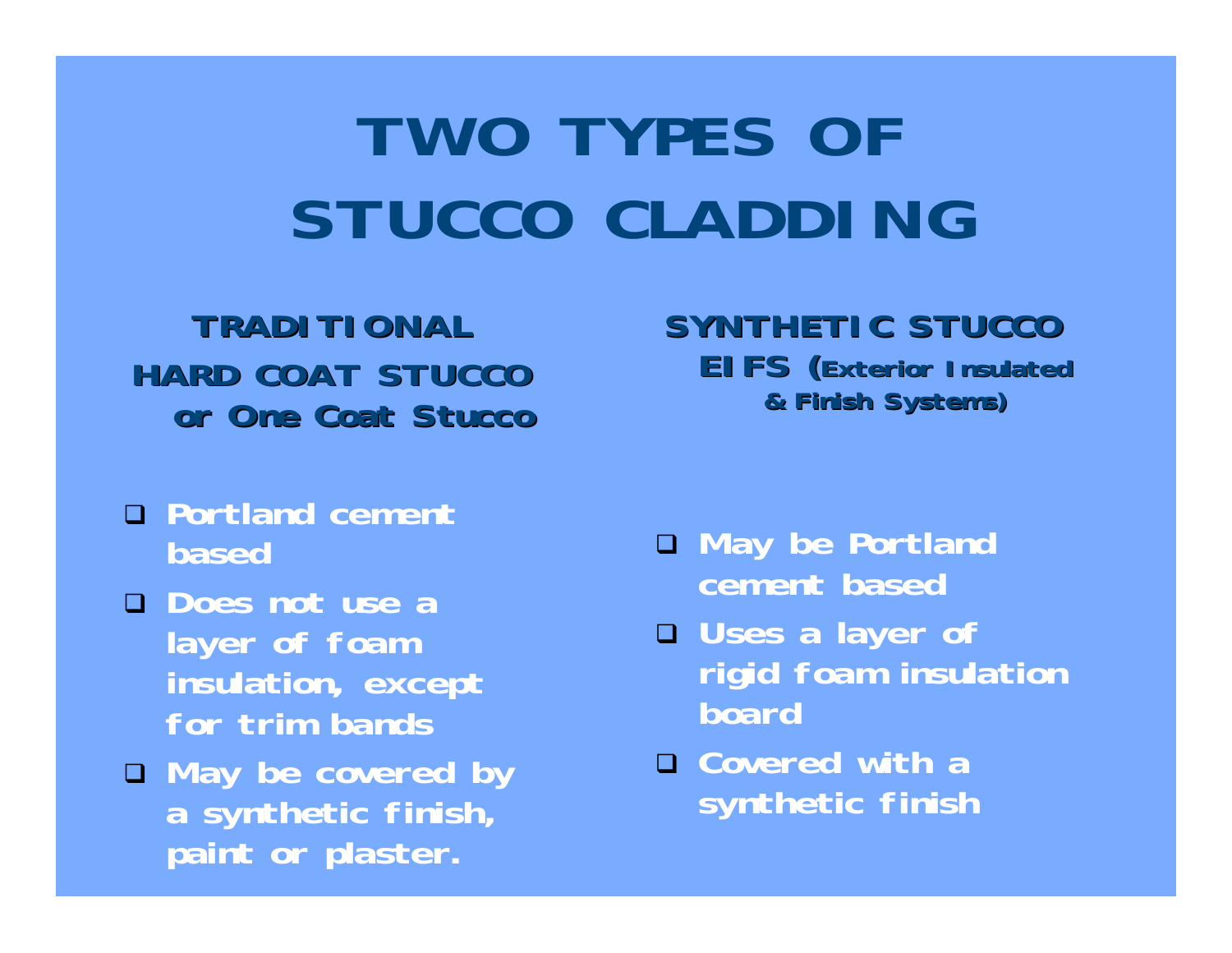# TWO TYPES OF STUCCO CLADDING

## TRADITIONAL HARD COAT STUCCO or One Coat Stucco

- Portland cement based
- Does not use a layer of foam insulation, except for trim bands
- May be covered by a synthetic finish, paint or plaster.

## SYNTHETIC STUCCO EIFS (Exterior Insulated & Finish Systems)

- May be Portland cement based
- Uses a layer of rigid foam insulation board
- Covered with a synthetic finish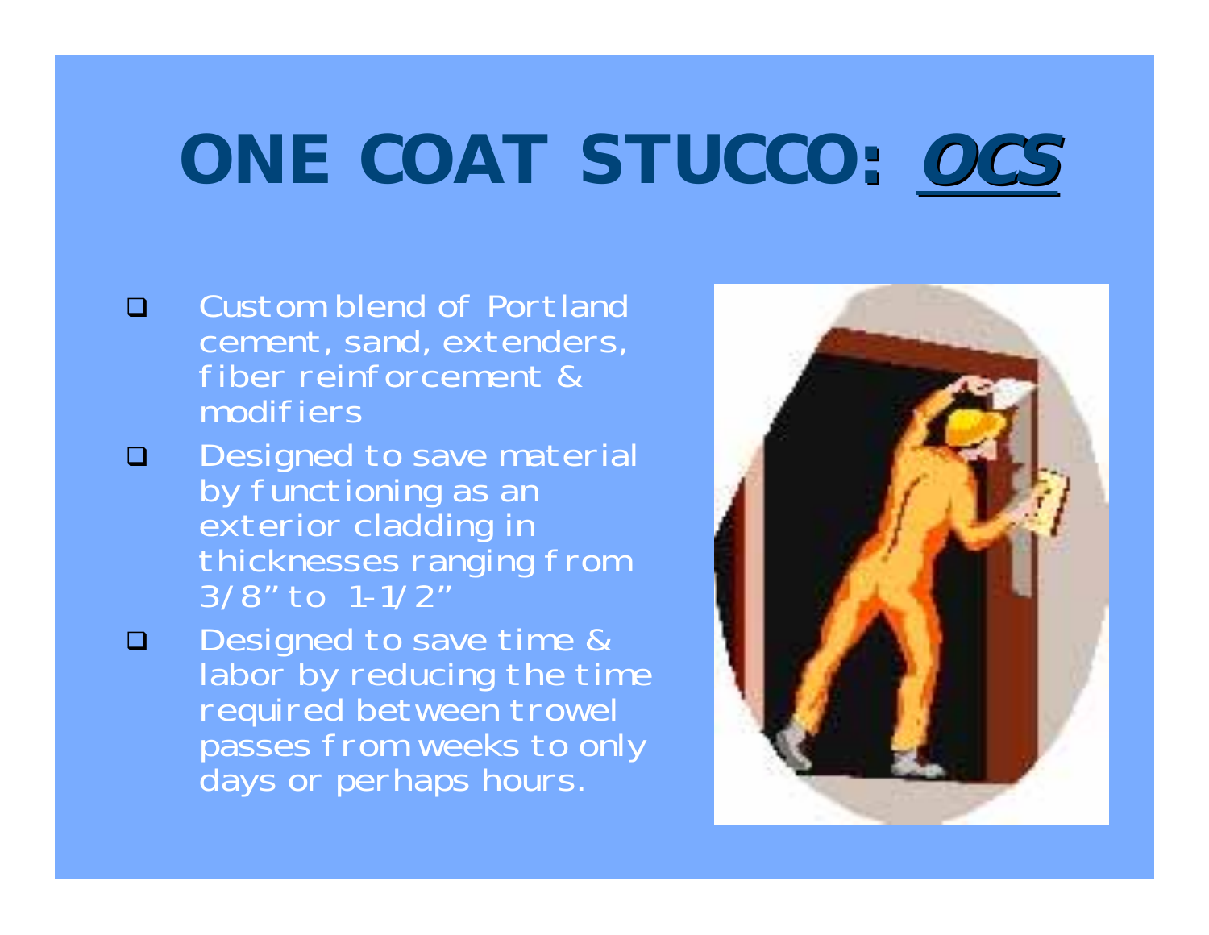# ONE COAT STUCCO: ***OCS***

- Custom blend of Portland cement, sand, extenders, fiber reinforcement & modifiers
- Designed to save material by functioning as an exterior cladding in thicknesses ranging from 3/8" to 1-1/2"
- Designed to save time & labor by reducing the time required between trowel passes from weeks to only days or perhaps hours.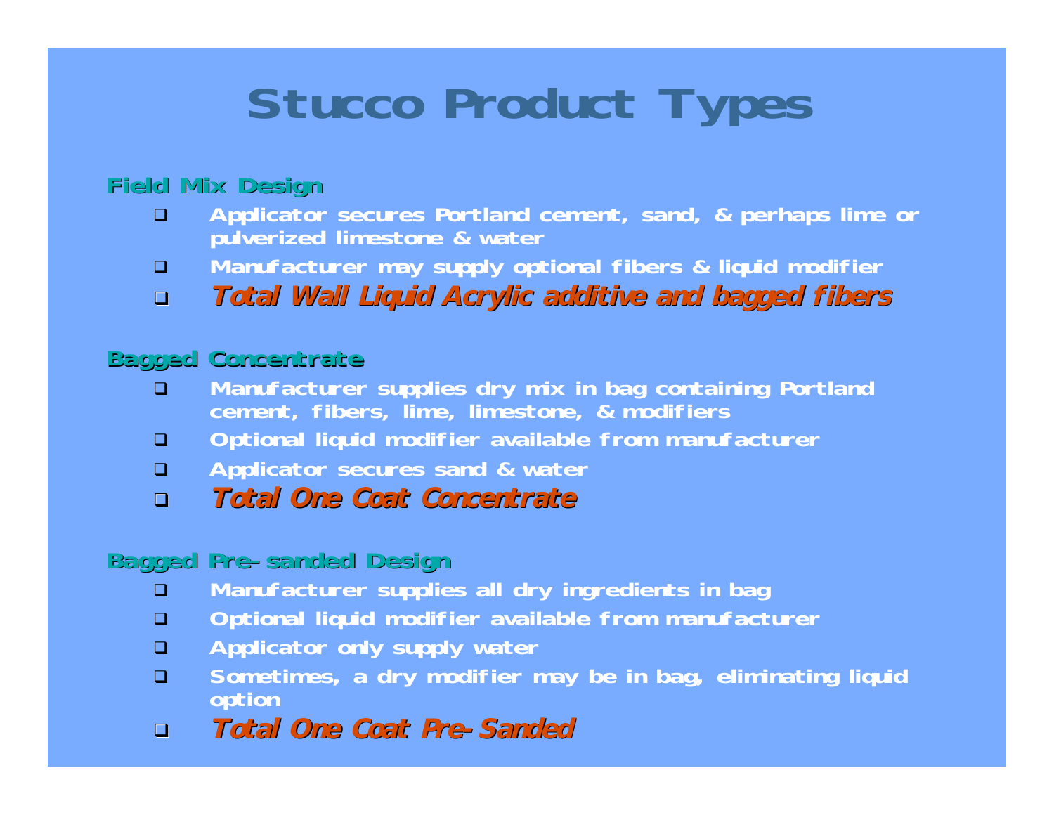# Stucco Product Types

### Field Mix Design

- Applicator secures Portland cement, sand, & perhaps lime or pulverized limestone & water
- Manufacturer may supply optional fibers & liquid modifier
- ***Total Wall Liquid Acrylic additive and bagged fibers***

### Bagged Concentrate

- Manufacturer supplies dry mix in bag containing Portland cement, fibers, lime, limestone, & modifiers
- Optional liquid modifier available from manufacturer
- Applicator secures sand & water
- ***Total One Coat Concentrate***

### Bagged Pre-sanded Design

- Manufacturer supplies all dry ingredients in bag
- Optional liquid modifier available from manufacturer
- Applicator only supply water
- Sometimes, a dry modifier may be in bag, eliminating liquid option
- ***Total One Coat Pre-Sanded***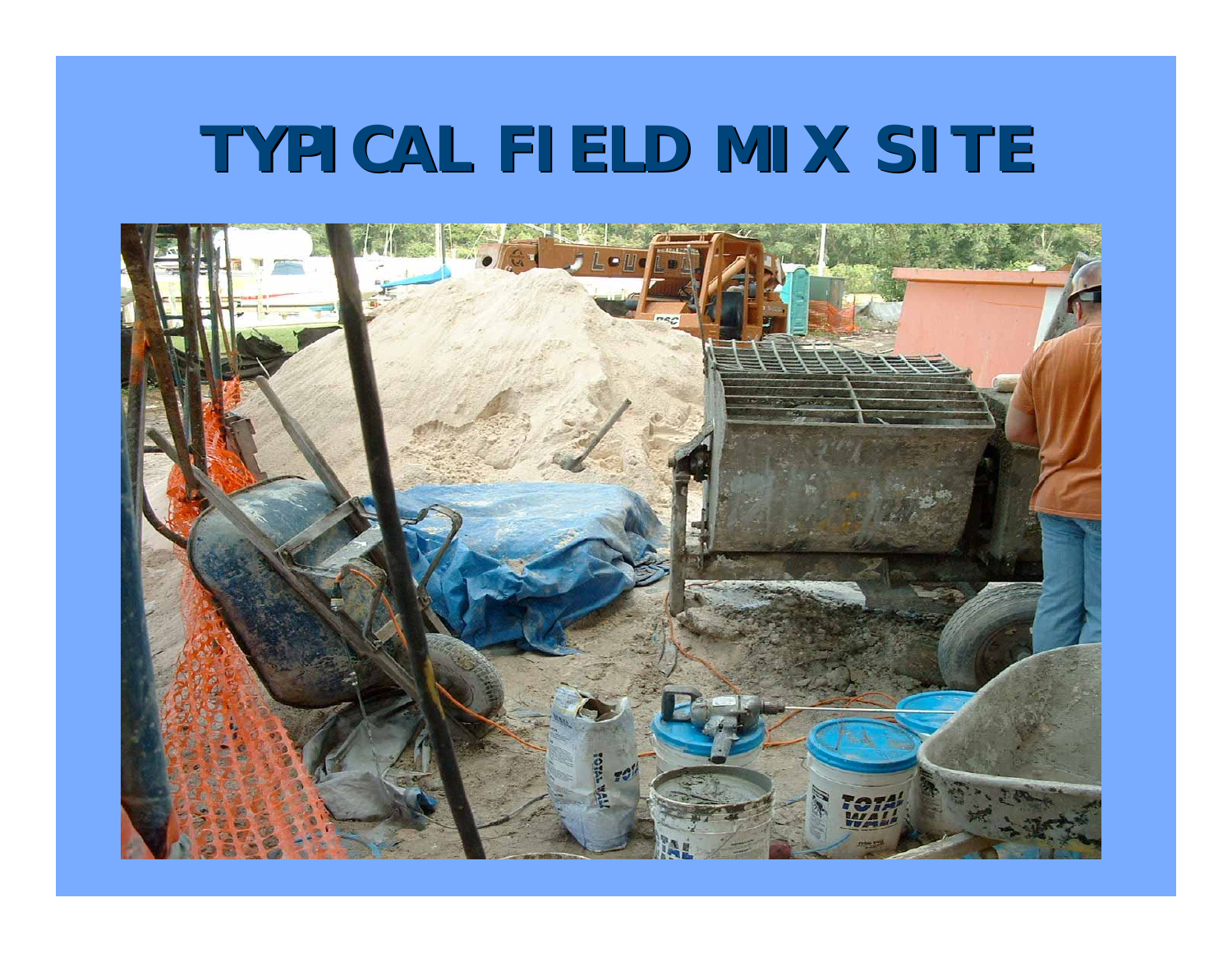# TYPICAL FIELD MIX SITE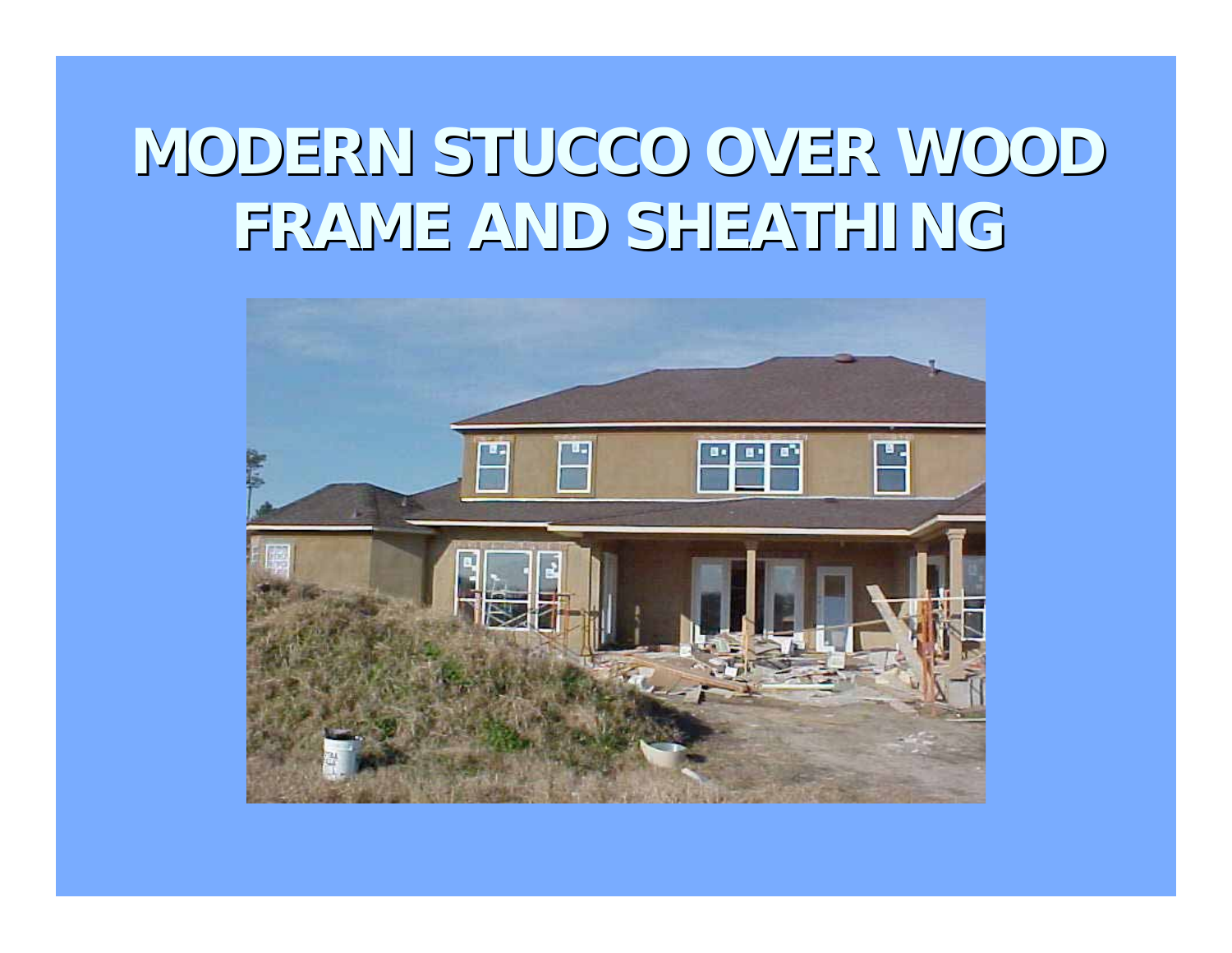# MODERN STUCCO OVER WOOD FRAME AND SHEATHING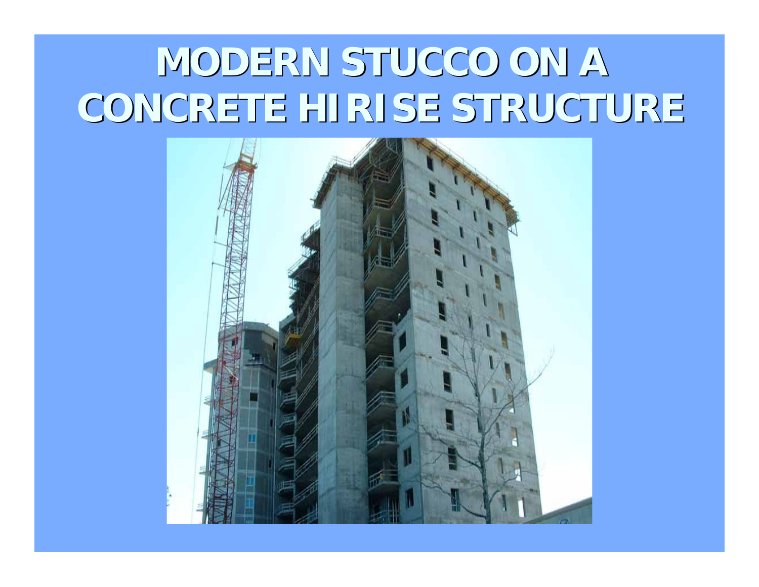# MODERN STUCCO ON A CONCRETE HI RISE STRUCTURE